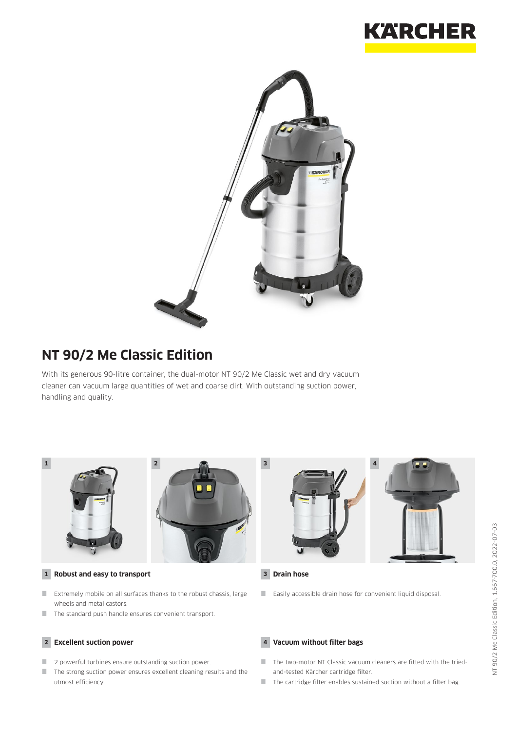# NT 90/2 Me Classic Edition

With its generous 90-litre container, the dual-motor NT 90/2 Me Classic wet and dry vacuum cleaner can vacuum large quantities of wet and coarse dirt. With outstanding suction power, handling and quality.

### 1 Robust and easy to transport

- Extremely mobile on all surfaces thanks to the robust chassis, large wheels and metal castors.
- The standard push handle ensures convenient transport.

### 2 Excellent suction power

- 2 powerful turbines ensure outstanding suction power.
- The strong suction power ensures excellent cleaning results and the utmost efficiency.

### 3 Drain hose

- Easily accessible drain hose for convenient liquid disposal.

### 4 Vacuum without filter bags

- The two-motor NT Classic vacuum cleaners are fitted with the tried-and-tested Kärcher cartridge filter.
- The cartridge filter enables sustained suction without a filter bag.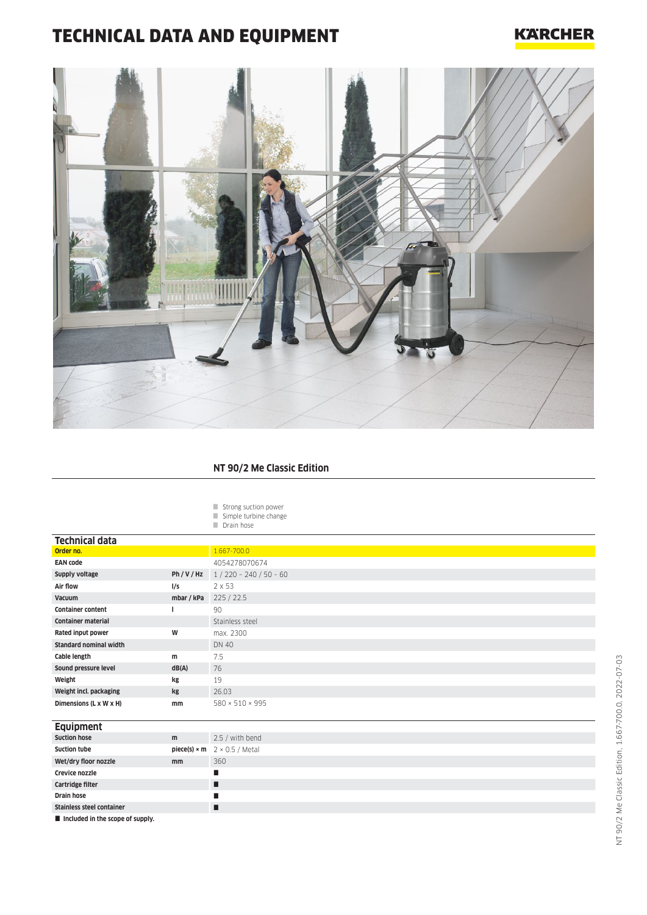# TECHNICAL DATA AND EQUIPMENT

KÄRCHER

## NT 90/2 Me Classic Edition

- Strong suction power
- Simple turbine change
- Drain hose

### Technical data

| | | |
|---|---|---|
| **Order no.** | | 1.667-700.0 |
| **EAN code** | | 4054278070674 |
| **Supply voltage** | Ph / V / Hz | 1 / 220 – 240 / 50 – 60 |
| **Air flow** | l/s | 2 x 53 |
| **Vacuum** | mbar / kPa | 225 / 22.5 |
| **Container content** | l | 90 |
| **Container material** | | Stainless steel |
| **Rated input power** | W | max. 2300 |
| **Standard nominal width** | | DN 40 |
| **Cable length** | m | 7.5 |
| **Sound pressure level** | dB(A) | 76 |
| **Weight** | kg | 19 |
| **Weight incl. packaging** | kg | 26.03 |
| **Dimensions (L x W x H)** | mm | 580 × 510 × 995 |

### Equipment

| | | |
|---|---|---|
| **Suction hose** | m | 2.5 / with bend |
| **Suction tube** | piece(s) × m | 2 × 0.5 / Metal |
| **Wet/dry floor nozzle** | mm | 360 |
| **Crevice nozzle** | | ■ |
| **Cartridge filter** | | ■ |
| **Drain hose** | | ■ |
| **Stainless steel container** | | ■ |

■ **Included in the scope of supply.**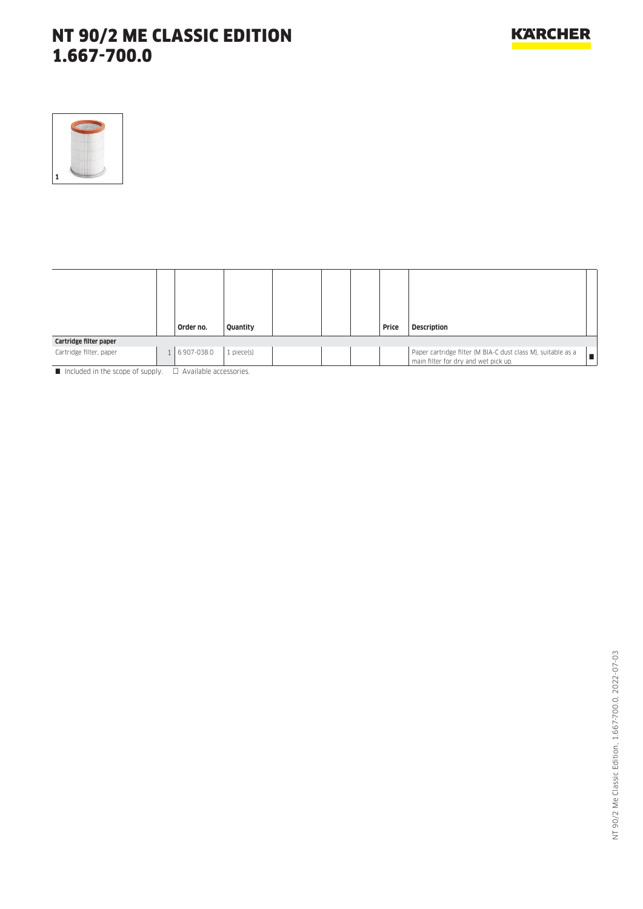# NT 90/2 ME CLASSIC EDITION
# 1.667-700.0

| | | Order no. | Quantity | | | | Price | Description | |
|---|---|---|---|---|---|---|---|---|---|
| **Cartridge filter paper** | | | | | | | | | |
| Cartridge filter, paper | 1 | 6.907-038.0 | 1 piece(s) | | | | | Paper cartridge filter (M BIA-C dust class M), suitable as a main filter for dry and wet pick up. | ■ |

■ Included in the scope of supply. □ Available accessories.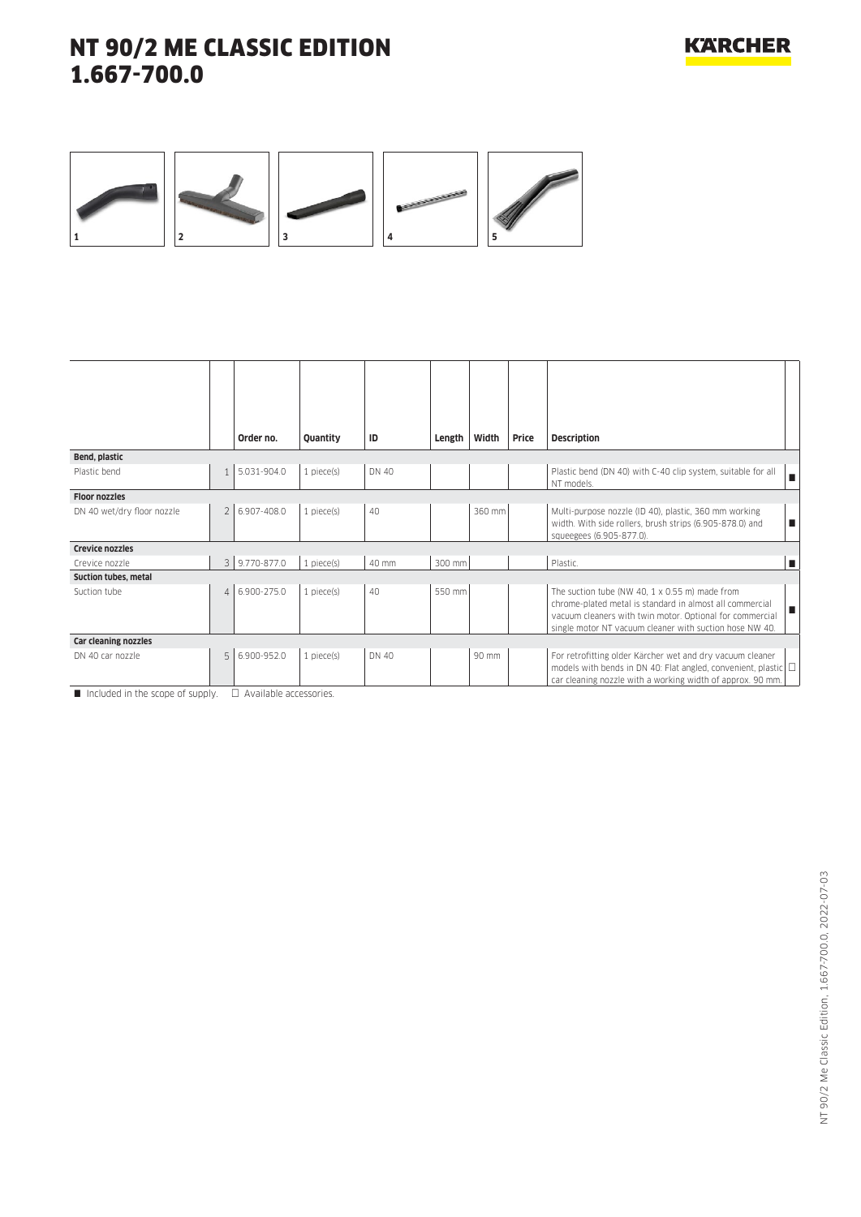# NT 90/2 ME CLASSIC EDITION 1.667-700.0

1 2 3 4 5

| | | Order no. | Quantity | ID | Length | Width | Price | Description | |
|---|---|---|---|---|---|---|---|---|---|
| **Bend, plastic** | | | | | | | | | |
| Plastic bend | 1 | 5.031-904.0 | 1 piece(s) | DN 40 | | | | Plastic bend (DN 40) with C-40 clip system, suitable for all NT models. | ■ |
| **Floor nozzles** | | | | | | | | | |
| DN 40 wet/dry floor nozzle | 2 | 6.907-408.0 | 1 piece(s) | 40 | | 360 mm | | Multi-purpose nozzle (ID 40), plastic, 360 mm working width. With side rollers, brush strips (6.905-878.0) and squeegees (6.905-877.0). | ■ |
| **Crevice nozzles** | | | | | | | | | |
| Crevice nozzle | 3 | 9.770-877.0 | 1 piece(s) | 40 mm | 300 mm | | | Plastic. | ■ |
| **Suction tubes, metal** | | | | | | | | | |
| Suction tube | 4 | 6.900-275.0 | 1 piece(s) | 40 | 550 mm | | | The suction tube (NW 40, 1 x 0.55 m) made from chrome-plated metal is standard in almost all commercial vacuum cleaners with twin motor. Optional for commercial single motor NT vacuum cleaner with suction hose NW 40. | ■ |
| **Car cleaning nozzles** | | | | | | | | | |
| DN 40 car nozzle | 5 | 6.900-952.0 | 1 piece(s) | DN 40 | | 90 mm | | For retrofitting older Kärcher wet and dry vacuum cleaner models with bends in DN 40: Flat angled, convenient, plastic car cleaning nozzle with a working width of approx. 90 mm. | □ |

■ Included in the scope of supply. □ Available accessories.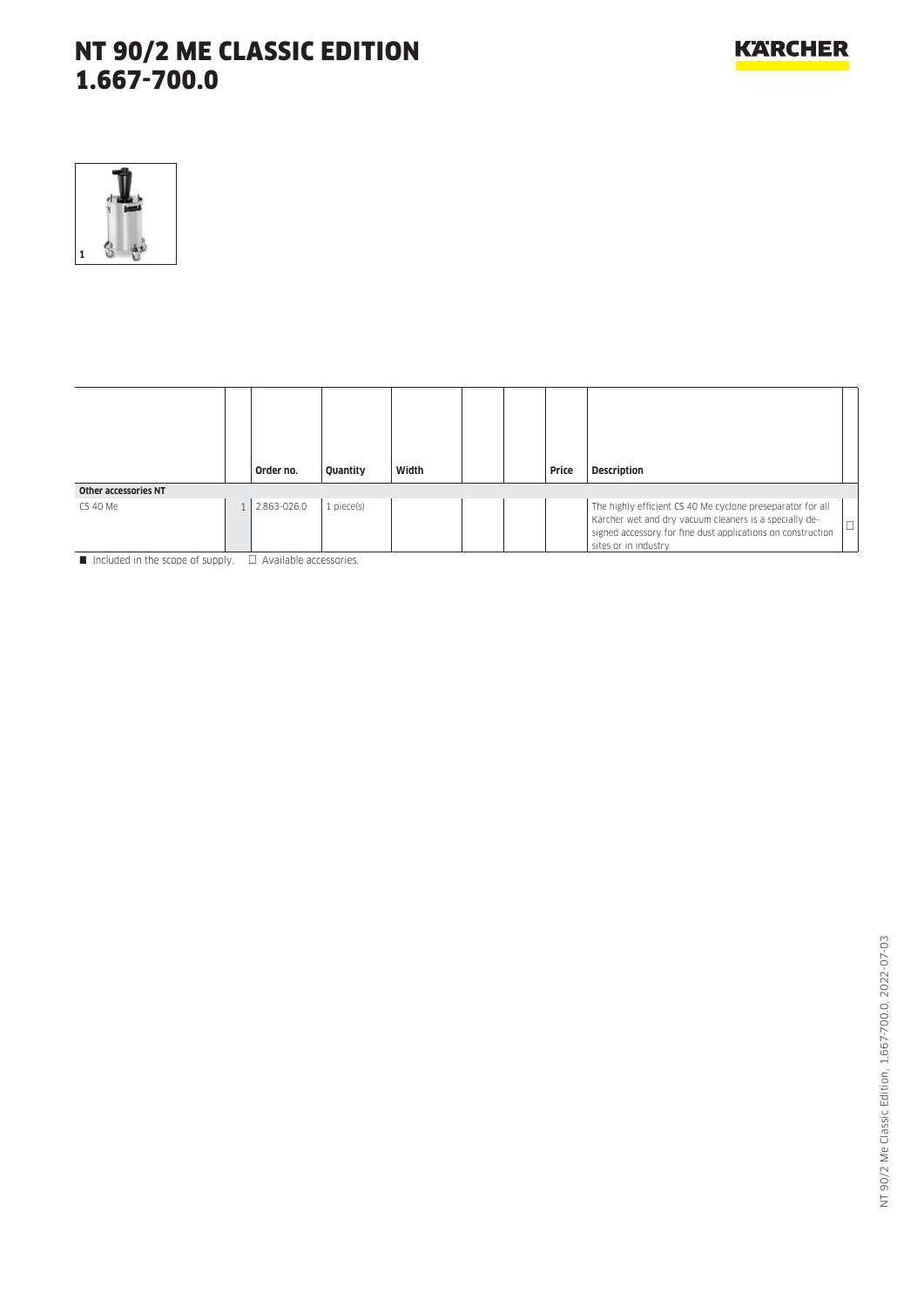# NT 90/2 ME CLASSIC EDITION
# 1.667-700.0

1

| | | Order no. | Quantity | Width | | | Price | Description | |
|---|---|---|---|---|---|---|---|---|---|
| **Other accessories NT** | | | | | | | | | |
| CS 40 Me | 1 | 2.863-026.0 | 1 piece(s) | | | | | The highly efficient CS 40 Me cyclone preseparator for all Kärcher wet and dry vacuum cleaners is a specially designed accessory for fine dust applications on construction sites or in industry. | □ |

■ Included in the scope of supply. □ Available accessories.